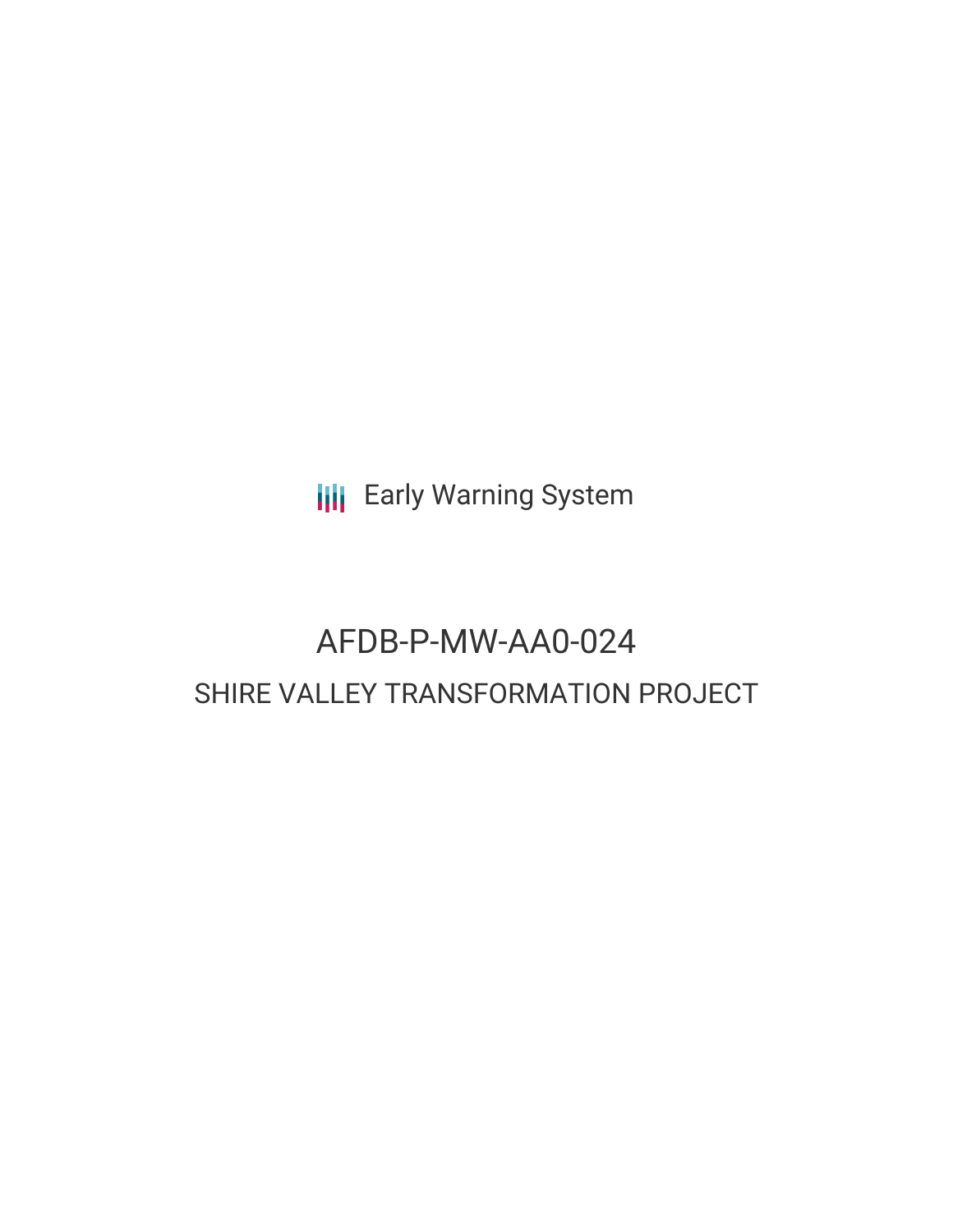Early Warning System

# AFDB-P-MW-AA0-024

## SHIRE VALLEY TRANSFORMATION PROJECT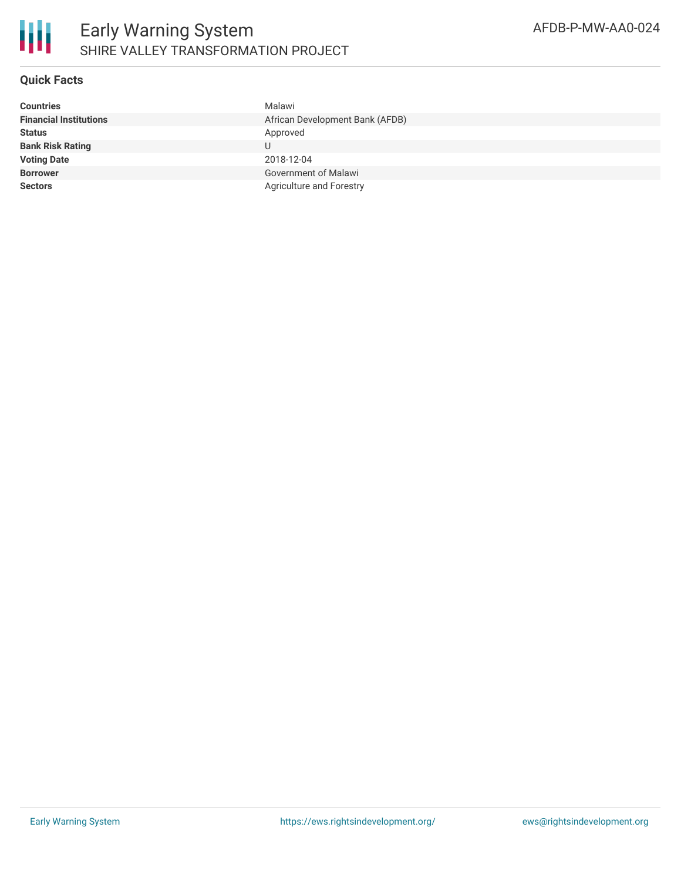# Early Warning System

## SHIRE VALLEY TRANSFORMATION PROJECT

AFDB-P-MW-AA0-024

### Quick Facts

| | |
|---|---|
| **Countries** | Malawi |
| **Financial Institutions** | African Development Bank (AFDB) |
| **Status** | Approved |
| **Bank Risk Rating** | U |
| **Voting Date** | 2018-12-04 |
| **Borrower** | Government of Malawi |
| **Sectors** | Agriculture and Forestry |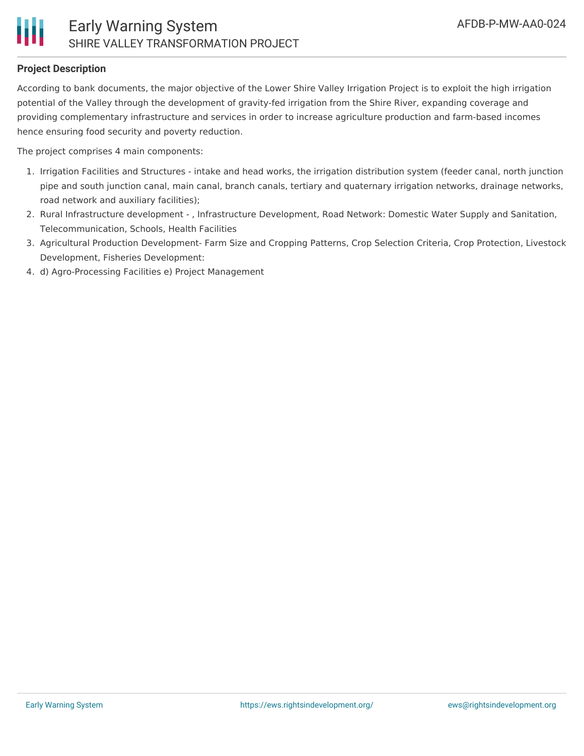**Project Description**

According to bank documents, the major objective of the Lower Shire Valley Irrigation Project is to exploit the high irrigation potential of the Valley through the development of gravity-fed irrigation from the Shire River, expanding coverage and providing complementary infrastructure and services in order to increase agriculture production and farm-based incomes hence ensuring food security and poverty reduction.

The project comprises 4 main components:

1. Irrigation Facilities and Structures - intake and head works, the irrigation distribution system (feeder canal, north junction pipe and south junction canal, main canal, branch canals, tertiary and quaternary irrigation networks, drainage networks, road network and auxiliary facilities);
2. Rural Infrastructure development - , Infrastructure Development, Road Network: Domestic Water Supply and Sanitation, Telecommunication, Schools, Health Facilities
3. Agricultural Production Development- Farm Size and Cropping Patterns, Crop Selection Criteria, Crop Protection, Livestock Development, Fisheries Development:
4. d) Agro-Processing Facilities e) Project Management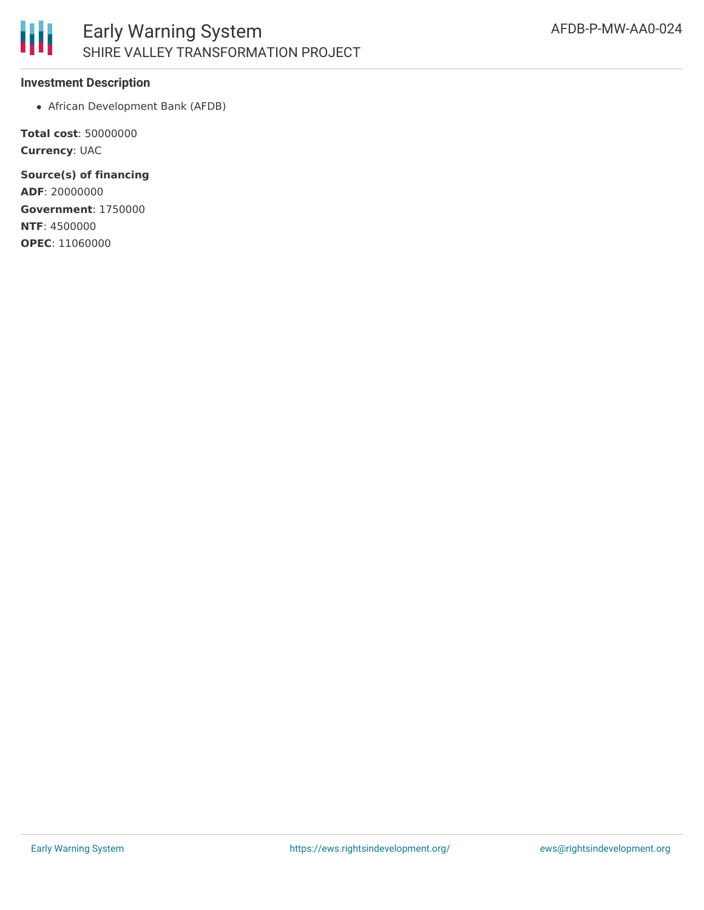**Investment Description**

- African Development Bank (AFDB)

**Total cost**: 50000000
**Currency**: UAC

**Source(s) of financing**
**ADF**: 20000000
**Government**: 1750000
**NTF**: 4500000
**OPEC**: 11060000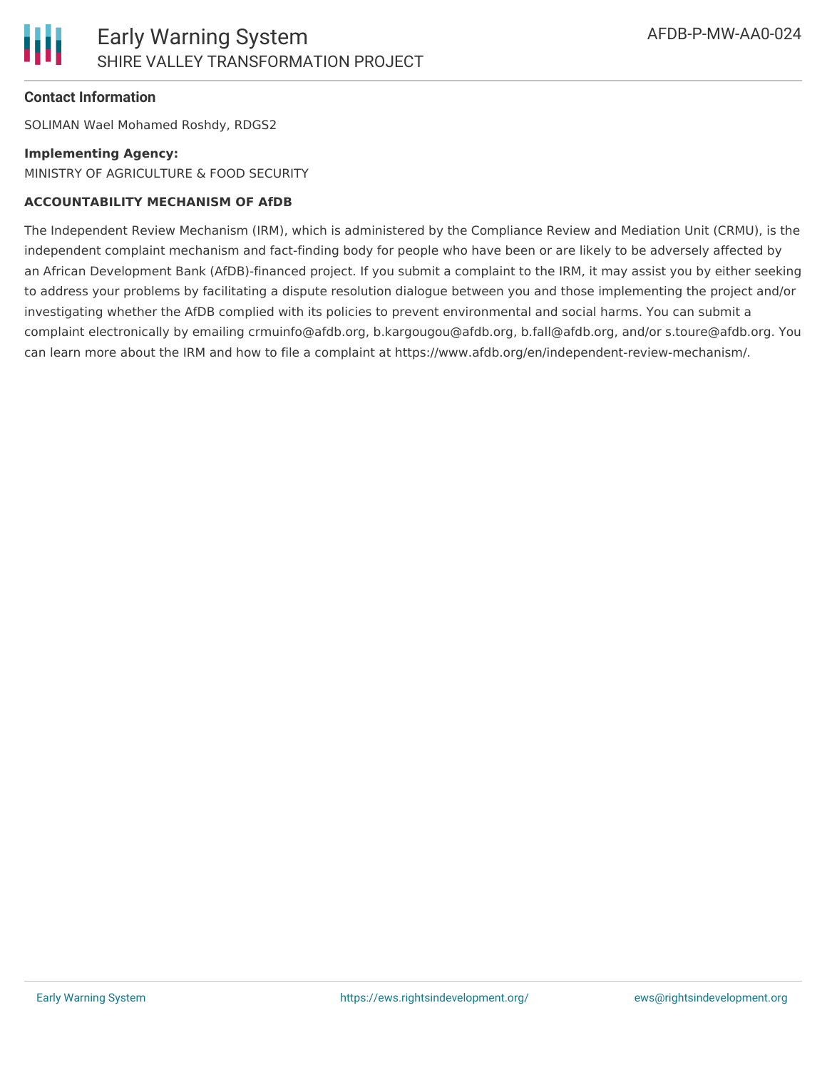**Contact Information**

SOLIMAN Wael Mohamed Roshdy, RDGS2

**Implementing Agency:**

MINISTRY OF AGRICULTURE & FOOD SECURITY

**ACCOUNTABILITY MECHANISM OF AfDB**

The Independent Review Mechanism (IRM), which is administered by the Compliance Review and Mediation Unit (CRMU), is the independent complaint mechanism and fact-finding body for people who have been or are likely to be adversely affected by an African Development Bank (AfDB)-financed project. If you submit a complaint to the IRM, it may assist you by either seeking to address your problems by facilitating a dispute resolution dialogue between you and those implementing the project and/or investigating whether the AfDB complied with its policies to prevent environmental and social harms. You can submit a complaint electronically by emailing crmuinfo@afdb.org, b.kargougou@afdb.org, b.fall@afdb.org, and/or s.toure@afdb.org. You can learn more about the IRM and how to file a complaint at https://www.afdb.org/en/independent-review-mechanism/.